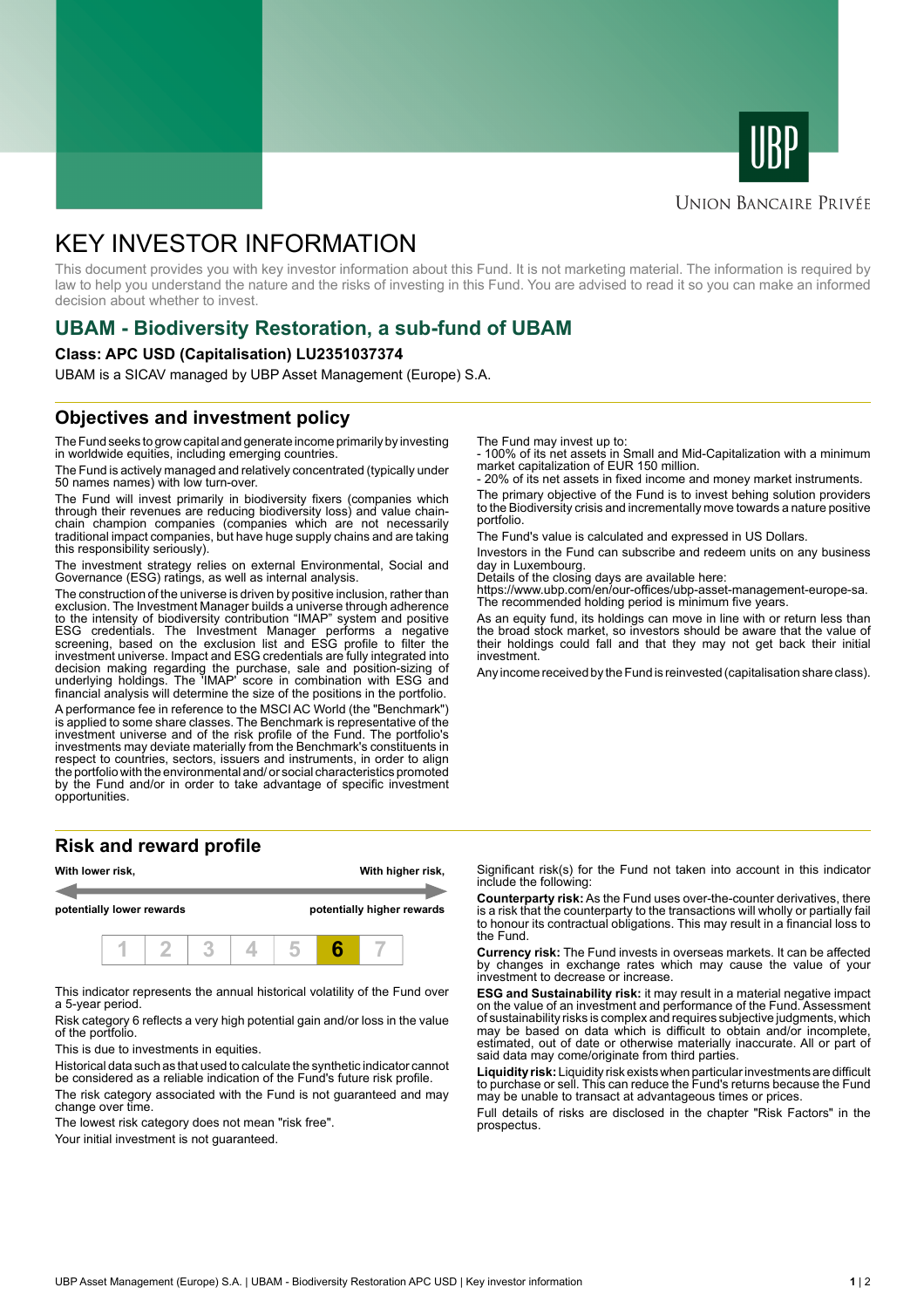UNION BANCAIRE PRIVÉE

# KEY INVESTOR INFORMATION

This document provides you with key investor information about this Fund. It is not marketing material. The information is required by law to help you understand the nature and the risks of investing in this Fund. You are advised to read it so you can make an informed decision about whether to invest.

## UBAM - Biodiversity Restoration, a sub-fund of UBAM

**Class: APC USD (Capitalisation) LU2351037374**

UBAM is a SICAV managed by UBP Asset Management (Europe) S.A.

## Objectives and investment policy

The Fund seeks to grow capital and generate income primarily by investing in worldwide equities, including emerging countries.

The Fund is actively managed and relatively concentrated (typically under 50 names names) with low turn-over.

The Fund will invest primarily in biodiversity fixers (companies which through their revenues are reducing biodiversity loss) and value chain-chain champion companies (companies which are not necessarily traditional impact companies, but have huge supply chains and are taking this responsibility seriously).

The investment strategy relies on external Environmental, Social and Governance (ESG) ratings, as well as internal analysis.

The construction of the universe is driven by positive inclusion, rather than exclusion. The Investment Manager builds a universe through adherence to the intensity of biodiversity contribution "IMAP" system and positive ESG credentials. The Investment Manager performs a negative screening, based on the exclusion list and ESG profile to filter the investment universe. Impact and ESG credentials are fully integrated into decision making regarding the purchase, sale and position-sizing of underlying holdings. The 'IMAP' score in combination with ESG and financial analysis will determine the size of the positions in the portfolio.

A performance fee in reference to the MSCI AC World (the "Benchmark") is applied to some share classes. The Benchmark is representative of the investment universe and of the risk profile of the Fund. The portfolio's investments may deviate materially from the Benchmark's constituents in respect to countries, sectors, issuers and instruments, in order to align the portfolio with the environmental and/ or social characteristics promoted by the Fund and/or in order to take advantage of specific investment opportunities.

The Fund may invest up to:
- 100% of its net assets in Small and Mid-Capitalization with a minimum market capitalization of EUR 150 million.
- 20% of its net assets in fixed income and money market instruments.

The primary objective of the Fund is to invest behing solution providers to the Biodiversity crisis and incrementally move towards a nature positive portfolio.

The Fund's value is calculated and expressed in US Dollars.

Investors in the Fund can subscribe and redeem units on any business day in Luxembourg.
Details of the closing days are available here:
https://www.ubp.com/en/our-offices/ubp-asset-management-europe-sa.
The recommended holding period is minimum five years.

As an equity fund, its holdings can move in line with or return less than the broad stock market, so investors should be aware that the value of their holdings could fall and that they may not get back their initial investment.

Any income received by the Fund is reinvested (capitalisation share class).

## Risk and reward profile

| With lower risk, potentially lower rewards | | | | | | With higher risk, potentially higher rewards |
|---|---|---|---|---|---|---|
| 1 | 2 | 3 | 4 | 5 | **6** | 7 |

This indicator represents the annual historical volatility of the Fund over a 5-year period.

Risk category 6 reflects a very high potential gain and/or loss in the value of the portfolio.

This is due to investments in equities.

Historical data such as that used to calculate the synthetic indicator cannot be considered as a reliable indication of the Fund's future risk profile.

The risk category associated with the Fund is not guaranteed and may change over time.

The lowest risk category does not mean "risk free".

Your initial investment is not guaranteed.

Significant risk(s) for the Fund not taken into account in this indicator include the following:

**Counterparty risk:** As the Fund uses over-the-counter derivatives, there is a risk that the counterparty to the transactions will wholly or partially fail to honour its contractual obligations. This may result in a financial loss to the Fund.

**Currency risk:** The Fund invests in overseas markets. It can be affected by changes in exchange rates which may cause the value of your investment to decrease or increase.

**ESG and Sustainability risk:** it may result in a material negative impact on the value of an investment and performance of the Fund. Assessment of sustainability risks is complex and requires subjective judgments, which may be based on data which is difficult to obtain and/or incomplete, estimated, out of date or otherwise materially inaccurate. All or part of said data may come/originate from third parties.

**Liquidity risk:** Liquidity risk exists when particular investments are difficult to purchase or sell. This can reduce the Fund's returns because the Fund may be unable to transact at advantageous times or prices.

Full details of risks are disclosed in the chapter "Risk Factors" in the prospectus.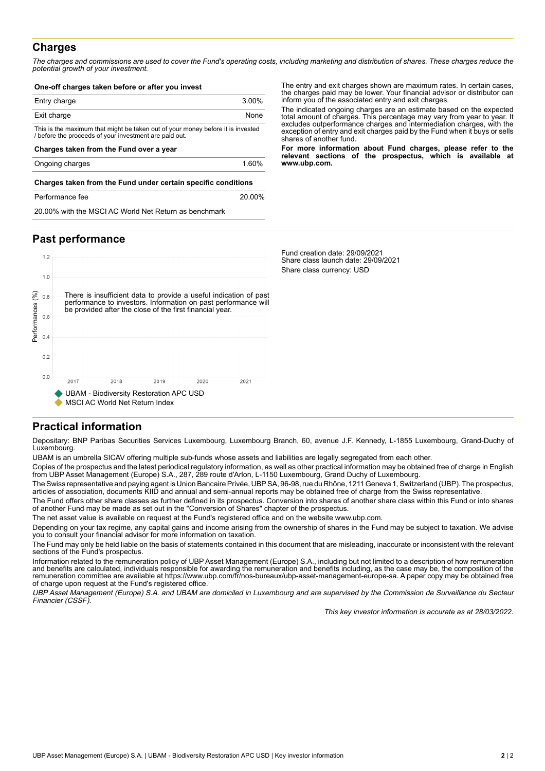## Charges

*The charges and commissions are used to cover the Fund's operating costs, including marketing and distribution of shares. These charges reduce the potential growth of your investment.*

| **One-off charges taken before or after you invest** | |
|---|---|
| Entry charge | 3.00% |
| Exit charge | None |
| This is the maximum that might be taken out of your money before it is invested / before the proceeds of your investment are paid out. | |
| **Charges taken from the Fund over a year** | |
| Ongoing charges | 1.60% |
| **Charges taken from the Fund under certain specific conditions** | |
| Performance fee | 20.00% |
| 20.00% with the MSCI AC World Net Return as benchmark | |

The entry and exit charges shown are maximum rates. In certain cases, the charges paid may be lower. Your financial advisor or distributor can inform you of the associated entry and exit charges.

The indicated ongoing charges are an estimate based on the expected total amount of charges. This percentage may vary from year to year. It excludes outperformance charges and intermediation charges, with the exception of entry and exit charges paid by the Fund when it buys or sells shares of another fund.

**For more information about Fund charges, please refer to the relevant sections of the prospectus, which is available at www.ubp.com.**

## Past performance

Performances (%)

1.2
1.0
0.8
0.6
0.4
0.2
0.0

2017 2018 2019 2020 2021

There is insufficient data to provide a useful indication of past performance to investors. Information on past performance will be provided after the close of the first financial year.

UBAM - Biodiversity Restoration APC USD
MSCI AC World Net Return Index

Fund creation date: 29/09/2021
Share class launch date: 29/09/2021
Share class currency: USD

## Practical information

Depositary: BNP Paribas Securities Services Luxembourg, Luxembourg Branch, 60, avenue J.F. Kennedy, L-1855 Luxembourg, Grand-Duchy of Luxembourg.

UBAM is an umbrella SICAV offering multiple sub-funds whose assets and liabilities are legally segregated from each other.

Copies of the prospectus and the latest periodical regulatory information, as well as other practical information may be obtained free of charge in English from UBP Asset Management (Europe) S.A., 287, 289 route d'Arlon, L-1150 Luxembourg, Grand Duchy of Luxembourg.

The Swiss representative and paying agent is Union Bancaire Privée, UBP SA, 96-98, rue du Rhône, 1211 Geneva 1, Switzerland (UBP). The prospectus, articles of association, documents KIID and annual and semi-annual reports may be obtained free of charge from the Swiss representative.

The Fund offers other share classes as further defined in its prospectus. Conversion into shares of another share class within this Fund or into shares of another Fund may be made as set out in the "Conversion of Shares" chapter of the prospectus.

The net asset value is available on request at the Fund's registered office and on the website www.ubp.com.

Depending on your tax regime, any capital gains and income arising from the ownership of shares in the Fund may be subject to taxation. We advise you to consult your financial advisor for more information on taxation.

The Fund may only be held liable on the basis of statements contained in this document that are misleading, inaccurate or inconsistent with the relevant sections of the Fund's prospectus.

Information related to the remuneration policy of UBP Asset Management (Europe) S.A., including but not limited to a description of how remuneration and benefits are calculated, individuals responsible for awarding the remuneration and benefits including, as the case may be, the composition of the remuneration committee are available at https://www.ubp.com/fr/nos-bureaux/ubp-asset-management-europe-sa. A paper copy may be obtained free of charge upon request at the Fund's registered office.

*UBP Asset Management (Europe) S.A. and UBAM are domiciled in Luxembourg and are supervised by the Commission de Surveillance du Secteur Financier (CSSF).*

*This key investor information is accurate as at 28/03/2022.*